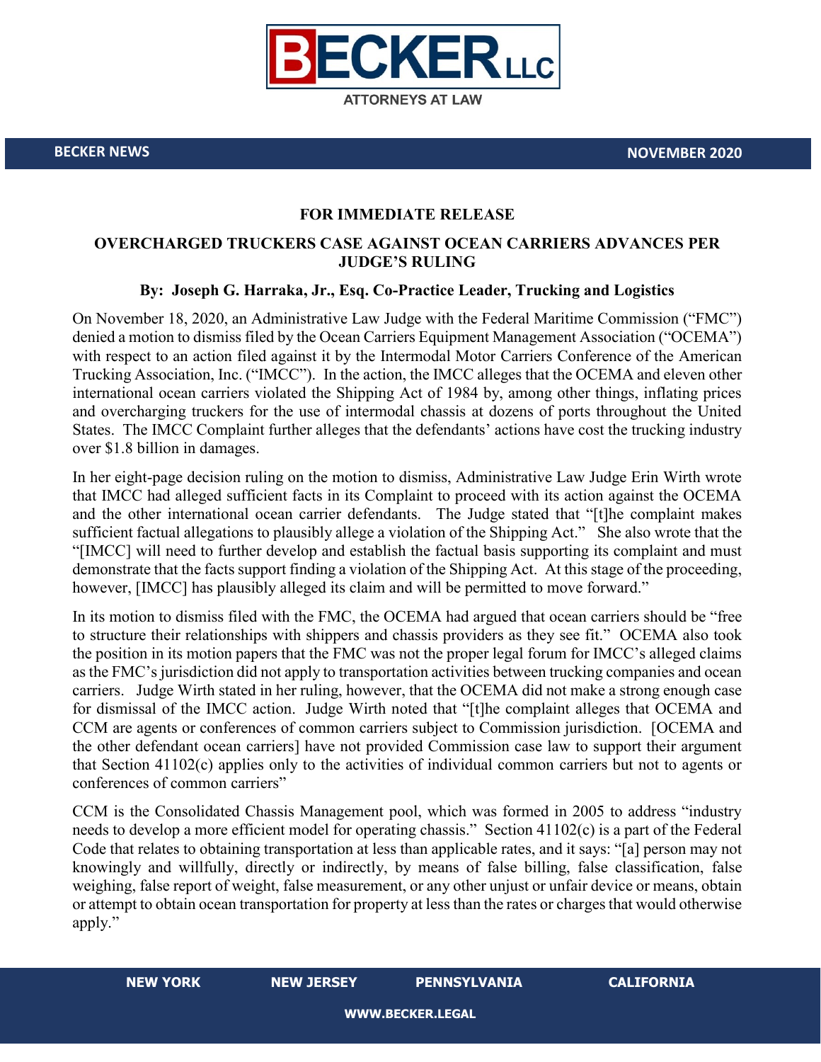BECKER LLC

ATTORNEYS AT LAW

**BECKER NEWS** **NOVEMBER 2020**

**FOR IMMEDIATE RELEASE**

# OVERCHARGED TRUCKERS CASE AGAINST OCEAN CARRIERS ADVANCES PER JUDGE'S RULING

**By: Joseph G. Harraka, Jr., Esq. Co-Practice Leader, Trucking and Logistics**

On November 18, 2020, an Administrative Law Judge with the Federal Maritime Commission ("FMC") denied a motion to dismiss filed by the Ocean Carriers Equipment Management Association ("OCEMA") with respect to an action filed against it by the Intermodal Motor Carriers Conference of the American Trucking Association, Inc. ("IMCC"). In the action, the IMCC alleges that the OCEMA and eleven other international ocean carriers violated the Shipping Act of 1984 by, among other things, inflating prices and overcharging truckers for the use of intermodal chassis at dozens of ports throughout the United States. The IMCC Complaint further alleges that the defendants' actions have cost the trucking industry over $1.8 billion in damages.

In her eight-page decision ruling on the motion to dismiss, Administrative Law Judge Erin Wirth wrote that IMCC had alleged sufficient facts in its Complaint to proceed with its action against the OCEMA and the other international ocean carrier defendants. The Judge stated that "[t]he complaint makes sufficient factual allegations to plausibly allege a violation of the Shipping Act." She also wrote that the "[IMCC] will need to further develop and establish the factual basis supporting its complaint and must demonstrate that the facts support finding a violation of the Shipping Act. At this stage of the proceeding, however, [IMCC] has plausibly alleged its claim and will be permitted to move forward."

In its motion to dismiss filed with the FMC, the OCEMA had argued that ocean carriers should be "free to structure their relationships with shippers and chassis providers as they see fit." OCEMA also took the position in its motion papers that the FMC was not the proper legal forum for IMCC's alleged claims as the FMC's jurisdiction did not apply to transportation activities between trucking companies and ocean carriers. Judge Wirth stated in her ruling, however, that the OCEMA did not make a strong enough case for dismissal of the IMCC action. Judge Wirth noted that "[t]he complaint alleges that OCEMA and CCM are agents or conferences of common carriers subject to Commission jurisdiction. [OCEMA and the other defendant ocean carriers] have not provided Commission case law to support their argument that Section 41102(c) applies only to the activities of individual common carriers but not to agents or conferences of common carriers"

CCM is the Consolidated Chassis Management pool, which was formed in 2005 to address "industry needs to develop a more efficient model for operating chassis." Section 41102(c) is a part of the Federal Code that relates to obtaining transportation at less than applicable rates, and it says: "[a] person may not knowingly and willfully, directly or indirectly, by means of false billing, false classification, false weighing, false report of weight, false measurement, or any other unjust or unfair device or means, obtain or attempt to obtain ocean transportation for property at less than the rates or charges that would otherwise apply."

NEW YORK NEW JERSEY PENNSYLVANIA CALIFORNIA

WWW.BECKER.LEGAL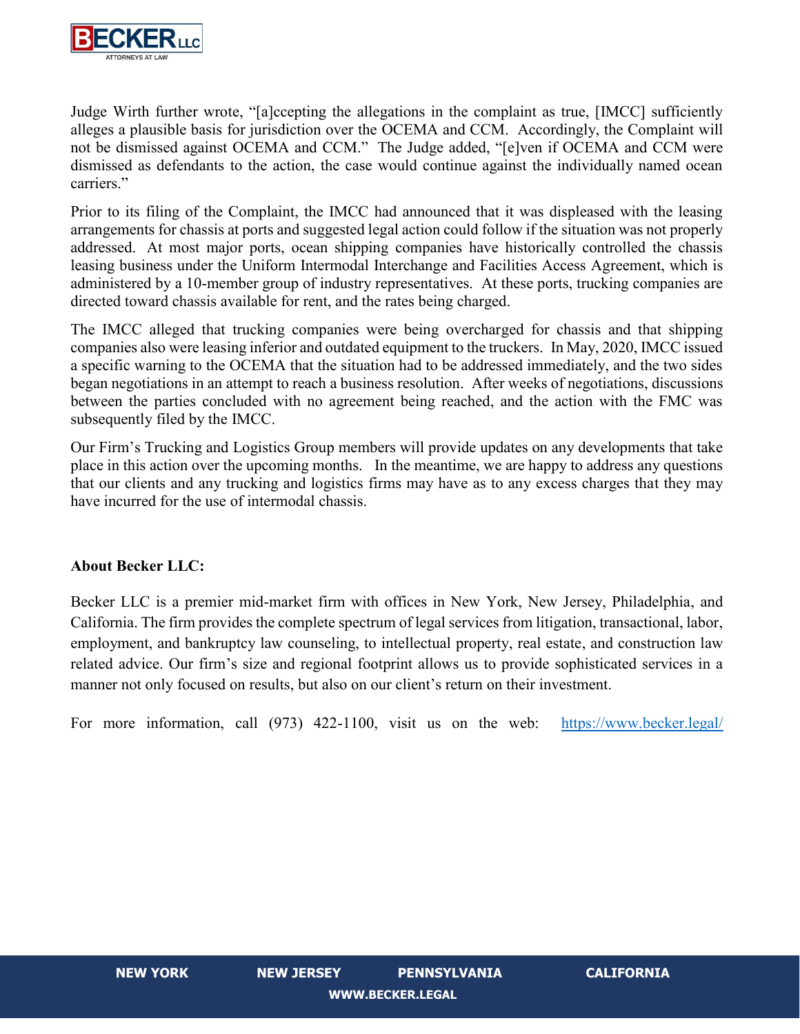Judge Wirth further wrote, "[a]ccepting the allegations in the complaint as true, [IMCC] sufficiently alleges a plausible basis for jurisdiction over the OCEMA and CCM. Accordingly, the Complaint will not be dismissed against OCEMA and CCM." The Judge added, "[e]ven if OCEMA and CCM were dismissed as defendants to the action, the case would continue against the individually named ocean carriers."

Prior to its filing of the Complaint, the IMCC had announced that it was displeased with the leasing arrangements for chassis at ports and suggested legal action could follow if the situation was not properly addressed. At most major ports, ocean shipping companies have historically controlled the chassis leasing business under the Uniform Intermodal Interchange and Facilities Access Agreement, which is administered by a 10-member group of industry representatives. At these ports, trucking companies are directed toward chassis available for rent, and the rates being charged.

The IMCC alleged that trucking companies were being overcharged for chassis and that shipping companies also were leasing inferior and outdated equipment to the truckers. In May, 2020, IMCC issued a specific warning to the OCEMA that the situation had to be addressed immediately, and the two sides began negotiations in an attempt to reach a business resolution. After weeks of negotiations, discussions between the parties concluded with no agreement being reached, and the action with the FMC was subsequently filed by the IMCC.

Our Firm's Trucking and Logistics Group members will provide updates on any developments that take place in this action over the upcoming months. In the meantime, we are happy to address any questions that our clients and any trucking and logistics firms may have as to any excess charges that they may have incurred for the use of intermodal chassis.

**About Becker LLC:**

Becker LLC is a premier mid-market firm with offices in New York, New Jersey, Philadelphia, and California. The firm provides the complete spectrum of legal services from litigation, transactional, labor, employment, and bankruptcy law counseling, to intellectual property, real estate, and construction law related advice. Our firm's size and regional footprint allows us to provide sophisticated services in a manner not only focused on results, but also on our client's return on their investment.

For more information, call (973) 422-1100, visit us on the web: https://www.becker.legal/